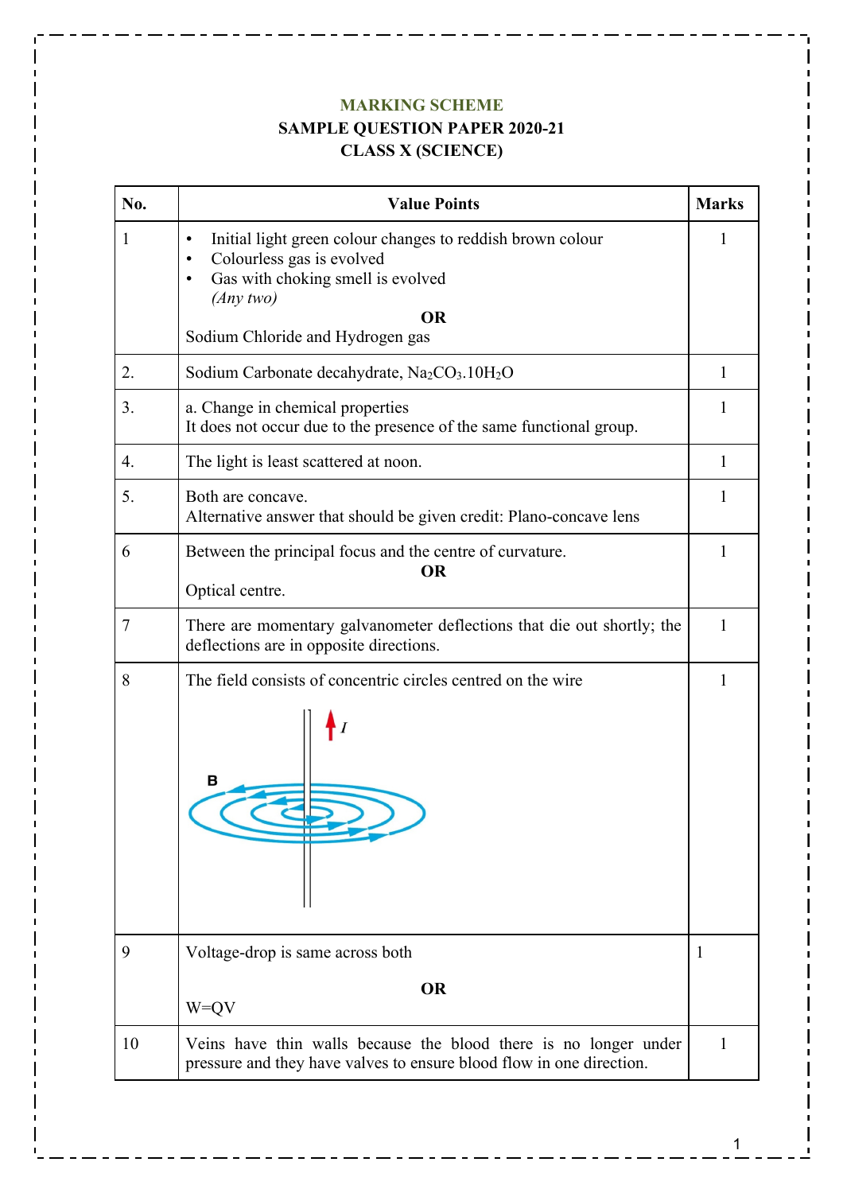**MARKING SCHEME**

**SAMPLE QUESTION PAPER 2020-21**

**CLASS X (SCIENCE)**

| No. | Value Points | Marks |
|---|---|---|
| 1 | • Initial light green colour changes to reddish brown colour<br>• Colourless gas is evolved<br>• Gas with choking smell is evolved<br>*(Any two)*<br>**OR**<br>Sodium Chloride and Hydrogen gas | 1 |
| 2. | Sodium Carbonate decahydrate, $Na_2CO_3.10H_2O$ | 1 |
| 3. | a. Change in chemical properties<br>It does not occur due to the presence of the same functional group. | 1 |
| 4. | The light is least scattered at noon. | 1 |
| 5. | Both are concave.<br>Alternative answer that should be given credit: Plano-concave lens | 1 |
| 6 | Between the principal focus and the centre of curvature.<br>**OR**<br>Optical centre. | 1 |
| 7 | There are momentary galvanometer deflections that die out shortly; the deflections are in opposite directions. | 1 |
| 8 | The field consists of concentric circles centred on the wire<br>I<br>B | 1 |
| 9 | Voltage-drop is same across both<br>**OR**<br>W=QV | 1 |
| 10 | Veins have thin walls because the blood there is no longer under pressure and they have valves to ensure blood flow in one direction. | 1 |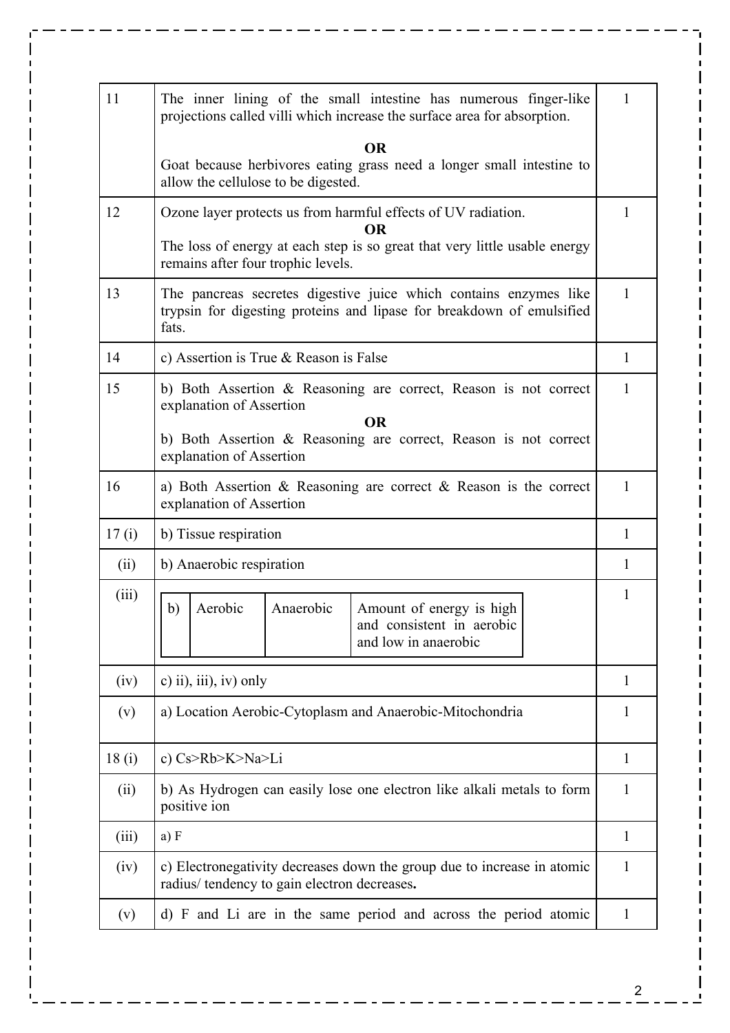| | | |
|---|---|---|
| 11 | The inner lining of the small intestine has numerous finger-like projections called villi which increase the surface area for absorption.<br>**OR**<br>Goat because herbivores eating grass need a longer small intestine to allow the cellulose to be digested. | 1 |
| 12 | Ozone layer protects us from harmful effects of UV radiation.<br>**OR**<br>The loss of energy at each step is so great that very little usable energy remains after four trophic levels. | 1 |
| 13 | The pancreas secretes digestive juice which contains enzymes like trypsin for digesting proteins and lipase for breakdown of emulsified fats. | 1 |
| 14 | c) Assertion is True & Reason is False | 1 |
| 15 | b) Both Assertion & Reasoning are correct, Reason is not correct explanation of Assertion<br>**OR**<br>b) Both Assertion & Reasoning are correct, Reason is not correct explanation of Assertion | 1 |
| 16 | a) Both Assertion & Reasoning are correct & Reason is the correct explanation of Assertion | 1 |
| 17 (i) | b) Tissue respiration | 1 |
| (ii) | b) Anaerobic respiration | 1 |
| (iii) | b) \| Aerobic \| Anaerobic \| Amount of energy is high and consistent in aerobic and low in anaerobic | 1 |
| (iv) | c) ii), iii), iv) only | 1 |
| (v) | a) Location Aerobic-Cytoplasm and Anaerobic-Mitochondria | 1 |
| 18 (i) | c) Cs>Rb>K>Na>Li | 1 |
| (ii) | b) As Hydrogen can easily lose one electron like alkali metals to form positive ion | 1 |
| (iii) | a) F | 1 |
| (iv) | c) Electronegativity decreases down the group due to increase in atomic radius/ tendency to gain electron decreases**.** | 1 |
| (v) | d) F and Li are in the same period and across the period atomic | 1 |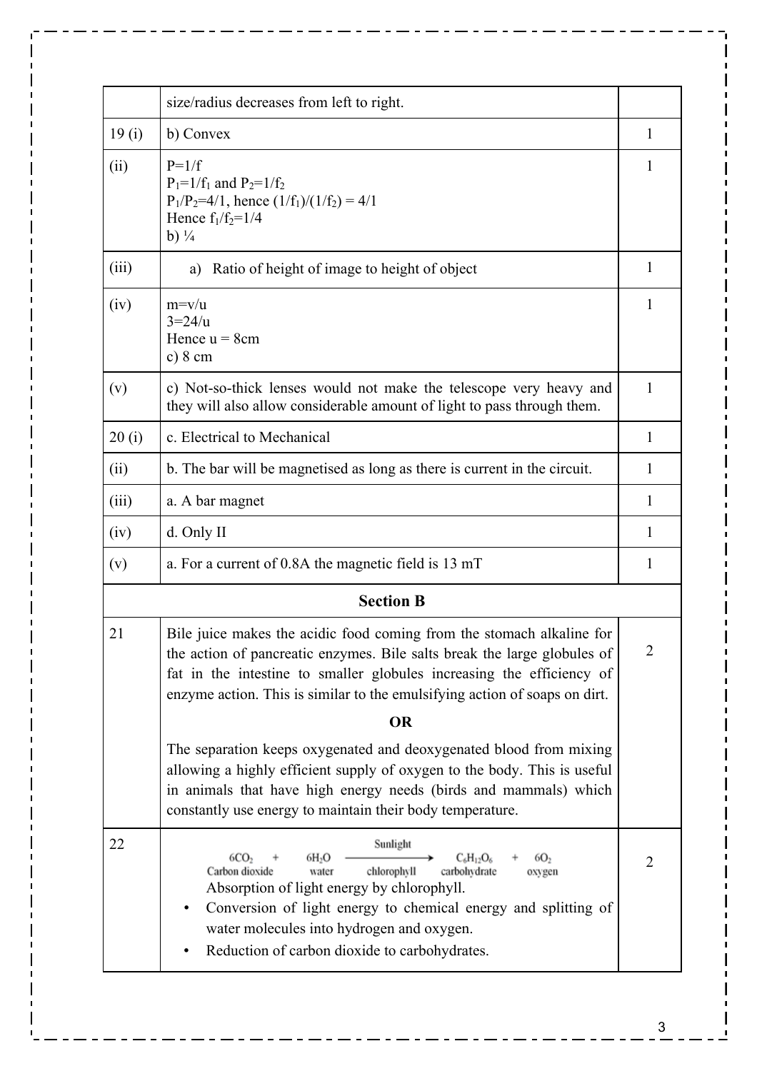| | | |
|---|---|---|
| | size/radius decreases from left to right. | |
| 19 (i) | b) Convex | 1 |
| (ii) | $P=1/f$<br>$P_1=1/f_1$ and $P_2=1/f_2$<br>$P_1/P_2=4/1$, hence $(1/f_1)/(1/f_2) = 4/1$<br>Hence $f_1/f_2=1/4$<br>b) ¼ | 1 |
| (iii) | a) Ratio of height of image to height of object | 1 |
| (iv) | $m=v/u$<br>$3=24/u$<br>Hence u = 8cm<br>c) 8 cm | 1 |
| (v) | c) Not-so-thick lenses would not make the telescope very heavy and they will also allow considerable amount of light to pass through them. | 1 |
| 20 (i) | c. Electrical to Mechanical | 1 |
| (ii) | b. The bar will be magnetised as long as there is current in the circuit. | 1 |
| (iii) | a. A bar magnet | 1 |
| (iv) | d. Only II | 1 |
| (v) | a. For a current of 0.8A the magnetic field is 13 mT | 1 |
| | **Section B** | |
| 21 | Bile juice makes the acidic food coming from the stomach alkaline for the action of pancreatic enzymes. Bile salts break the large globules of fat in the intestine to smaller globules increasing the efficiency of enzyme action. This is similar to the emulsifying action of soaps on dirt.<br>**OR**<br>The separation keeps oxygenated and deoxygenated blood from mixing allowing a highly efficient supply of oxygen to the body. This is useful in animals that have high energy needs (birds and mammals) which constantly use energy to maintain their body temperature. | 2 |
| 22 | $6CO_2$ (Carbon dioxide) + $6H_2O$ (water) $\xrightarrow[\text{chlorophyll}]{\text{Sunlight}}$ $C_6H_{12}O_6$ (carbohydrate) + $6O_2$ (oxygen)<br>Absorption of light energy by chlorophyll.<br>• Conversion of light energy to chemical energy and splitting of water molecules into hydrogen and oxygen.<br>• Reduction of carbon dioxide to carbohydrates. | 2 |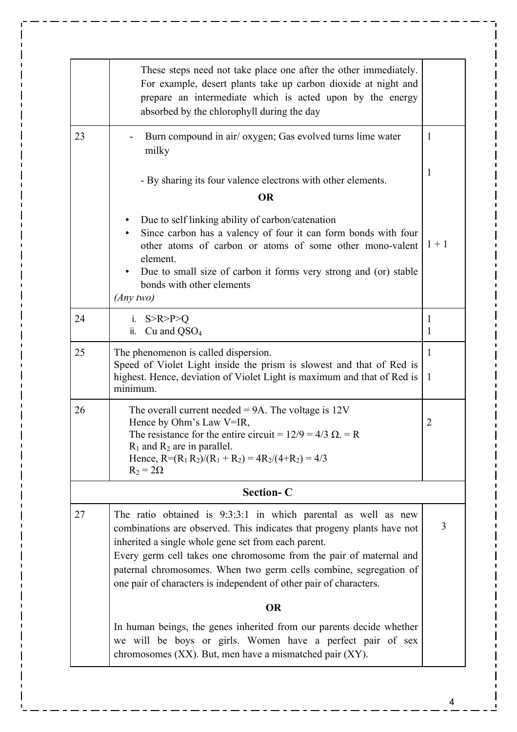| | | |
|---|---|---|
| | These steps need not take place one after the other immediately. For example, desert plants take up carbon dioxide at night and prepare an intermediate which is acted upon by the energy absorbed by the chlorophyll during the day | |
| 23 | - Burn compound in air/ oxygen; Gas evolved turns lime water milky<br><br>- By sharing its four valence electrons with other elements.<br><br>**OR**<br><br>• Due to self linking ability of carbon/catenation<br>• Since carbon has a valency of four it can form bonds with four other atoms of carbon or atoms of some other mono-valent element.<br>• Due to small size of carbon it forms very strong and (or) stable bonds with other elements<br>*(Any two)* | 1<br><br>1<br><br><br><br>1 + 1 |
| 24 | i. S>R>P>Q<br>ii. Cu and $QSO_4$ | 1<br>1 |
| 25 | The phenomenon is called dispersion.<br>Speed of Violet Light inside the prism is slowest and that of Red is highest. Hence, deviation of Violet Light is maximum and that of Red is minimum. | 1<br>1 |
| 26 | The overall current needed = 9A. The voltage is 12V<br>Hence by Ohm's Law V=IR,<br>The resistance for the entire circuit = 12/9 = 4/3 Ω. = R<br>$R_1$ and $R_2$ are in parallel.<br>Hence, $R=(R_1 R_2)/(R_1 + R_2) = 4R_2/(4+R_2) = 4/3$<br>$R_2 = 2\Omega$ | 2 |
| | **Section- C** | |
| 27 | The ratio obtained is 9:3:3:1 in which parental as well as new combinations are observed. This indicates that progeny plants have not inherited a single whole gene set from each parent.<br>Every germ cell takes one chromosome from the pair of maternal and paternal chromosomes. When two germ cells combine, segregation of one pair of characters is independent of other pair of characters.<br><br>**OR**<br><br>In human beings, the genes inherited from our parents decide whether we will be boys or girls. Women have a perfect pair of sex chromosomes (XX). But, men have a mismatched pair (XY). | 3 |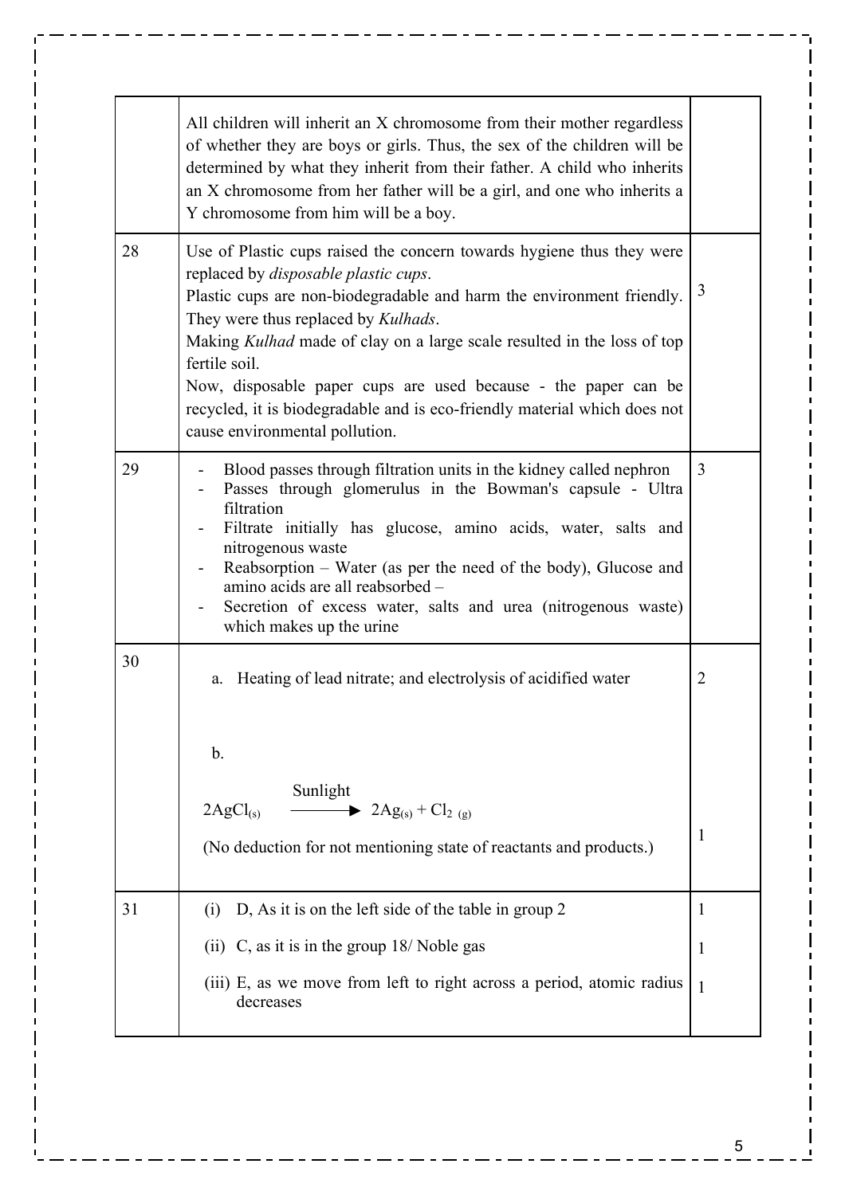| | | |
|---|---|---|
| | All children will inherit an X chromosome from their mother regardless of whether they are boys or girls. Thus, the sex of the children will be determined by what they inherit from their father. A child who inherits an X chromosome from her father will be a girl, and one who inherits a Y chromosome from him will be a boy. | |
| 28 | Use of Plastic cups raised the concern towards hygiene thus they were replaced by *disposable plastic cups*.<br>Plastic cups are non-biodegradable and harm the environment friendly. They were thus replaced by *Kulhads*.<br>Making *Kulhad* made of clay on a large scale resulted in the loss of top fertile soil.<br>Now, disposable paper cups are used because - the paper can be recycled, it is biodegradable and is eco-friendly material which does not cause environmental pollution. | 3 |
| 29 | - Blood passes through filtration units in the kidney called nephron<br>- Passes through glomerulus in the Bowman's capsule - Ultra filtration<br>- Filtrate initially has glucose, amino acids, water, salts and nitrogenous waste<br>- Reabsorption – Water (as per the need of the body), Glucose and amino acids are all reabsorbed –<br>- Secretion of excess water, salts and urea (nitrogenous waste) which makes up the urine | 3 |
| 30 | a. Heating of lead nitrate; and electrolysis of acidified water<br><br>b.<br>$2AgCl_{(s)} \xrightarrow{\text{Sunlight}} 2Ag_{(s)} + Cl_{2\ (g)}$<br>(No deduction for not mentioning state of reactants and products.) | 2<br><br><br>1 |
| 31 | (i) D, As it is on the left side of the table in group 2<br>(ii) C, as it is in the group 18/ Noble gas<br>(iii) E, as we move from left to right across a period, atomic radius decreases | 1<br>1<br>1 |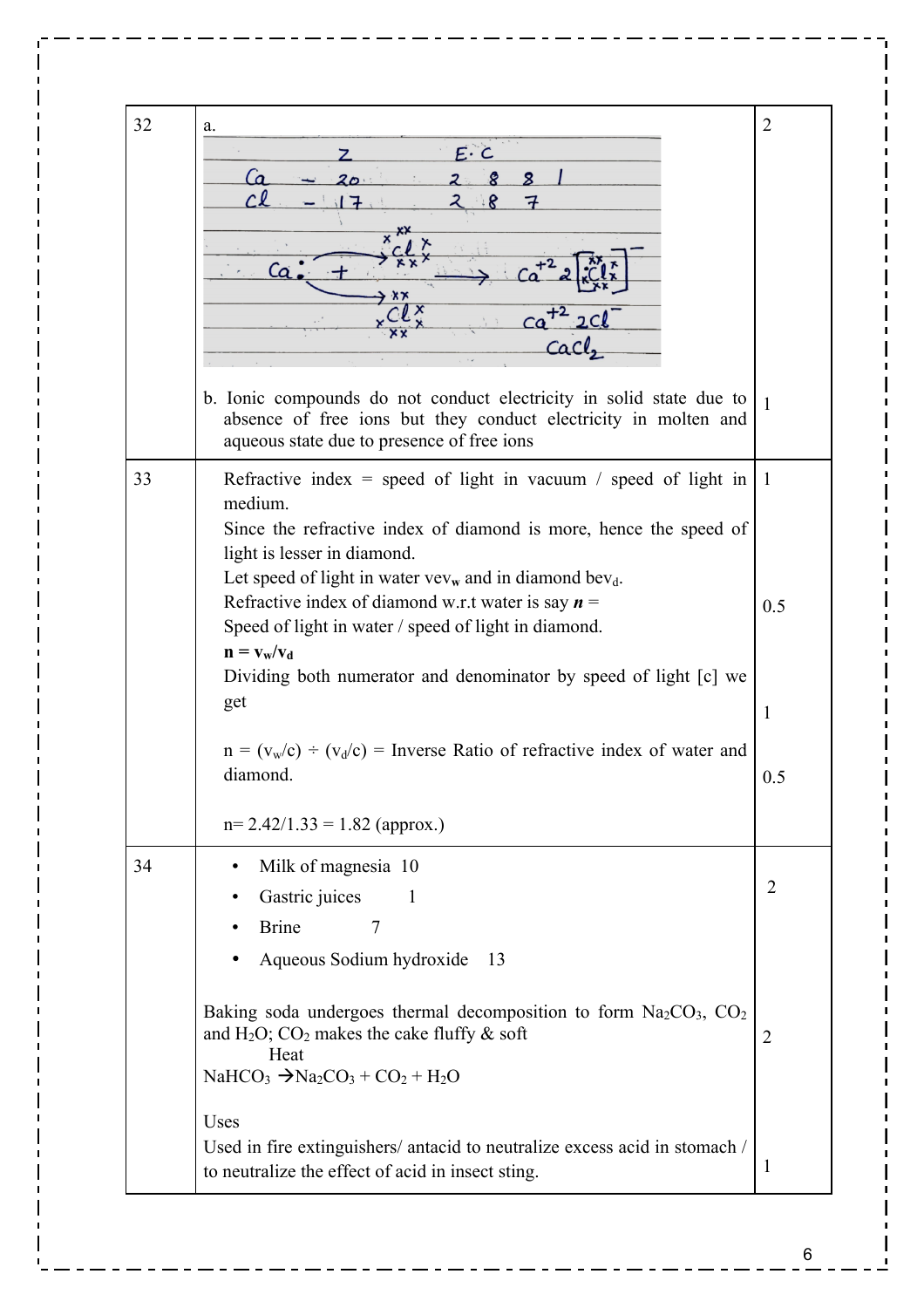| | | |
|---|---|---|
| 32 | a.<br>Z E.C<br>Ca – 20 2 8 8 1<br>Cl – 17 2 8 7<br>$Ca: + Cl + Cl \rightarrow Ca^{+2}\ 2[Cl]^{-}$<br>$Ca^{+2}\ 2Cl^{-}$<br>$CaCl_2$ | 2 |
| | b. Ionic compounds do not conduct electricity in solid state due to absence of free ions but they conduct electricity in molten and aqueous state due to presence of free ions | 1 |
| 33 | Refractive index = speed of light in vacuum / speed of light in medium.<br>Since the refractive index of diamond is more, hence the speed of light is lesser in diamond.<br>Let speed of light in water vev$_w$ and in diamond bev$_d$.<br>Refractive index of diamond w.r.t water is say ***n*** =<br>Speed of light in water / speed of light in diamond.<br>$\mathbf{n = v_w/v_d}$<br>Dividing both numerator and denominator by speed of light [c] we get<br>$n = (v_w/c) \div (v_d/c)$ = Inverse Ratio of refractive index of water and diamond.<br>n= 2.42/1.33 = 1.82 (approx.) | 1<br><br><br>0.5<br><br><br>1<br><br>0.5 |
| 34 | • Milk of magnesia 10<br>• Gastric juices 1<br>• Brine 7<br>• Aqueous Sodium hydroxide 13 | 2 |
| | Baking soda undergoes thermal decomposition to form $Na_2CO_3$, $CO_2$ and $H_2O$; $CO_2$ makes the cake fluffy & soft<br>$NaHCO_3 \xrightarrow{Heat} Na_2CO_3 + CO_2 + H_2O$ | 2 |
| | Uses<br>Used in fire extinguishers/ antacid to neutralize excess acid in stomach / to neutralize the effect of acid in insect sting. | 1 |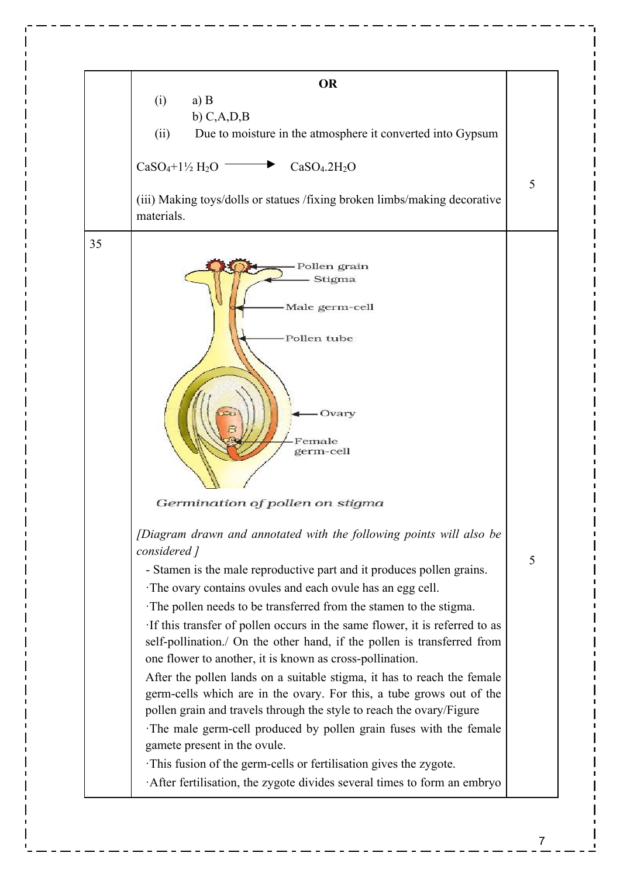| | | |
|---|---|---|
| | **OR**<br>(i) a) B<br>b) C,A,D,B<br>(ii) Due to moisture in the atmosphere it converted into Gypsum<br>$CaSO_4 + 1\frac{1}{2} H_2O \longrightarrow CaSO_4.2H_2O$<br>(iii) Making toys/dolls or statues /fixing broken limbs/making decorative materials. | 5 |
| 35 | Pollen grain<br>Stigma<br>Male germ-cell<br>Pollen tube<br>Ovary<br>Female germ-cell<br>*Germination of pollen on stigma*<br>*[Diagram drawn and annotated with the following points will also be considered ]*<br>- Stamen is the male reproductive part and it produces pollen grains.<br>·The ovary contains ovules and each ovule has an egg cell.<br>·The pollen needs to be transferred from the stamen to the stigma.<br>·If this transfer of pollen occurs in the same flower, it is referred to as self-pollination./ On the other hand, if the pollen is transferred from one flower to another, it is known as cross-pollination.<br>After the pollen lands on a suitable stigma, it has to reach the female germ-cells which are in the ovary. For this, a tube grows out of the pollen grain and travels through the style to reach the ovary/Figure<br>·The male germ-cell produced by pollen grain fuses with the female gamete present in the ovule.<br>·This fusion of the germ-cells or fertilisation gives the zygote.<br>·After fertilisation, the zygote divides several times to form an embryo | 5 |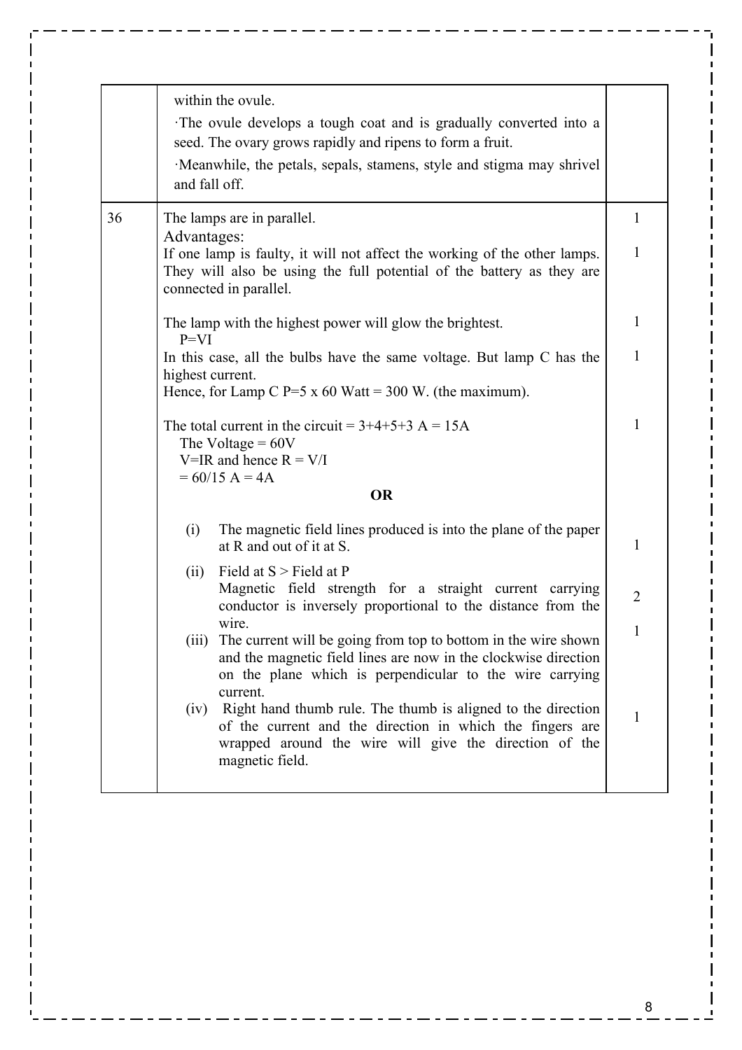| | | |
|---|---|---|
| | within the ovule.<br>·The ovule develops a tough coat and is gradually converted into a seed. The ovary grows rapidly and ripens to form a fruit.<br>·Meanwhile, the petals, sepals, stamens, style and stigma may shrivel and fall off. | |
| 36 | The lamps are in parallel.<br>Advantages:<br>If one lamp is faulty, it will not affect the working of the other lamps. They will also be using the full potential of the battery as they are connected in parallel.<br><br>The lamp with the highest power will glow the brightest.<br>$P=VI$<br>In this case, all the bulbs have the same voltage. But lamp C has the highest current.<br>Hence, for Lamp C P=5 x 60 Watt = 300 W. (the maximum).<br><br>The total current in the circuit = 3+4+5+3 A = 15A<br>The Voltage = 60V<br>$V=IR$ and hence $R = V/I$<br>= 60/15 A = 4A<br>**OR**<br>(i) The magnetic field lines produced is into the plane of the paper at R and out of it at S.<br>(ii) Field at S > Field at P<br>Magnetic field strength for a straight current carrying conductor is inversely proportional to the distance from the wire.<br>(iii) The current will be going from top to bottom in the wire shown and the magnetic field lines are now in the clockwise direction on the plane which is perpendicular to the wire carrying current.<br>(iv) Right hand thumb rule. The thumb is aligned to the direction of the current and the direction in which the fingers are wrapped around the wire will give the direction of the magnetic field. | 1<br><br>1<br><br><br>1<br><br>1<br><br><br>1<br><br><br><br><br>1<br><br>2<br><br>1<br><br><br>1 |